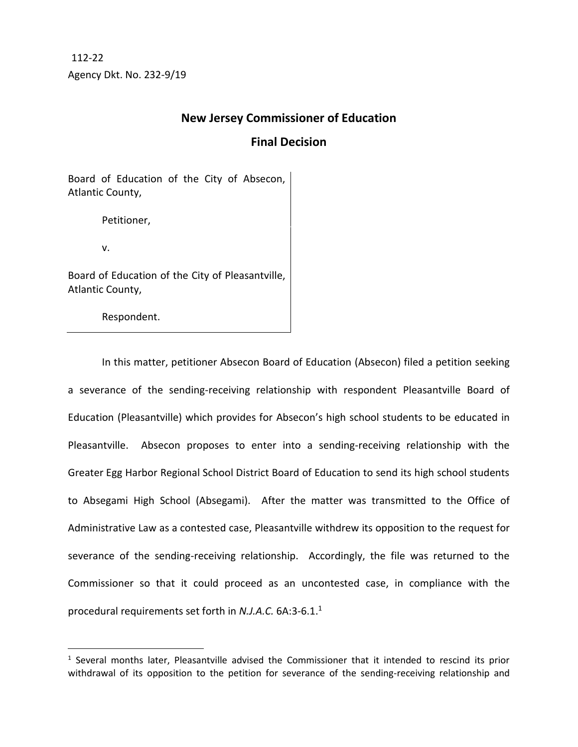112-22

Agency Dkt. No. 232-9/19

## New Jersey Commissioner of Education

## Final Decision

Board of Education of the City of Absecon, Atlantic County,

Petitioner,

v.

Board of Education of the City of Pleasantville, Atlantic County,

Respondent.

---

In this matter, petitioner Absecon Board of Education (Absecon) filed a petition seeking a severance of the sending-receiving relationship with respondent Pleasantville Board of Education (Pleasantville) which provides for Absecon's high school students to be educated in Pleasantville. Absecon proposes to enter into a sending-receiving relationship with the Greater Egg Harbor Regional School District Board of Education to send its high school students to Absegami High School (Absegami). After the matter was transmitted to the Office of Administrative Law as a contested case, Pleasantville withdrew its opposition to the request for severance of the sending-receiving relationship. Accordingly, the file was returned to the Commissioner so that it could proceed as an uncontested case, in compliance with the procedural requirements set forth in *N.J.A.C.* 6A:3-6.1.[1]

---

[1] Several months later, Pleasantville advised the Commissioner that it intended to rescind its prior withdrawal of its opposition to the petition for severance of the sending-receiving relationship and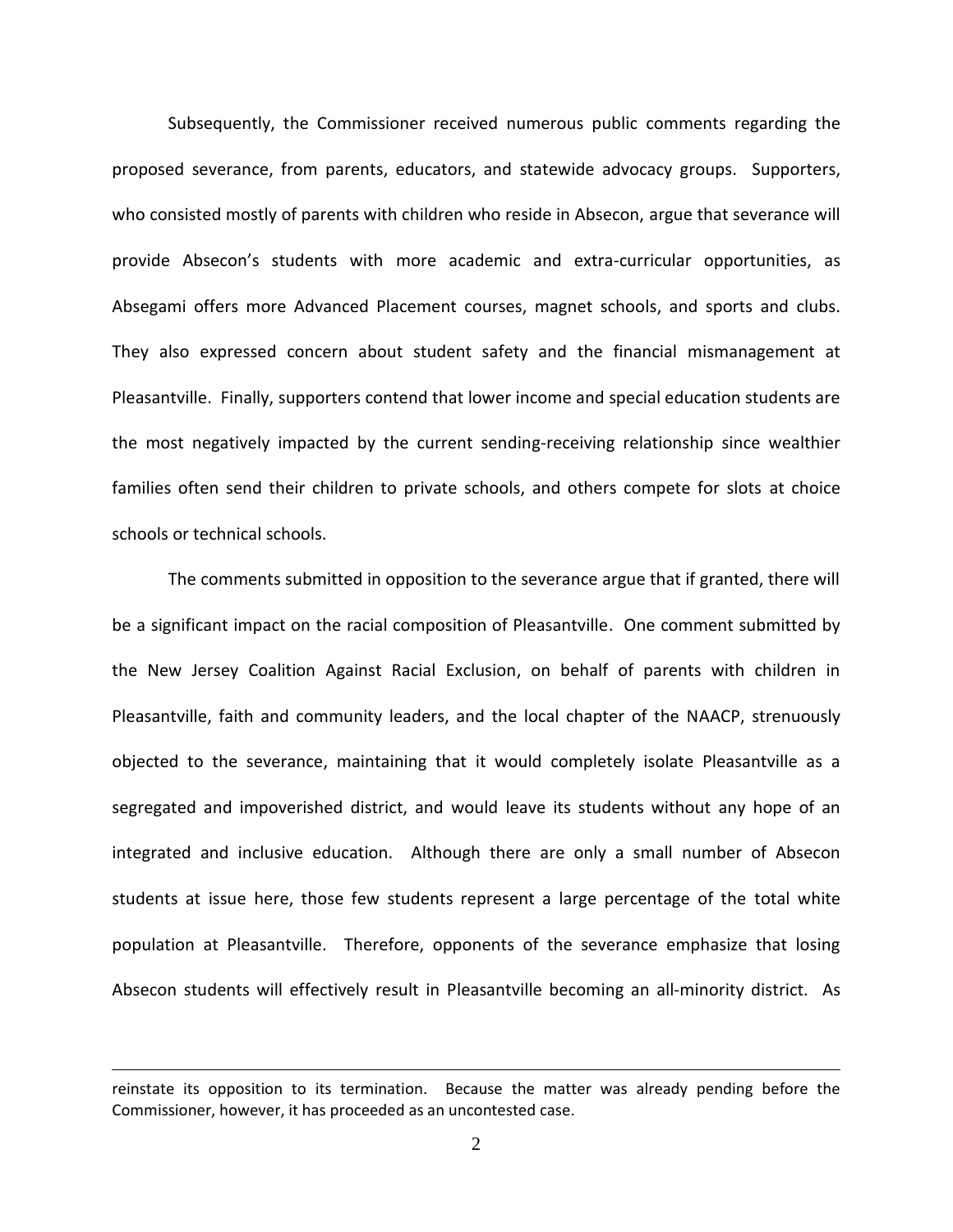Subsequently, the Commissioner received numerous public comments regarding the proposed severance, from parents, educators, and statewide advocacy groups. Supporters, who consisted mostly of parents with children who reside in Absecon, argue that severance will provide Absecon's students with more academic and extra-curricular opportunities, as Absegami offers more Advanced Placement courses, magnet schools, and sports and clubs. They also expressed concern about student safety and the financial mismanagement at Pleasantville. Finally, supporters contend that lower income and special education students are the most negatively impacted by the current sending-receiving relationship since wealthier families often send their children to private schools, and others compete for slots at choice schools or technical schools.

The comments submitted in opposition to the severance argue that if granted, there will be a significant impact on the racial composition of Pleasantville. One comment submitted by the New Jersey Coalition Against Racial Exclusion, on behalf of parents with children in Pleasantville, faith and community leaders, and the local chapter of the NAACP, strenuously objected to the severance, maintaining that it would completely isolate Pleasantville as a segregated and impoverished district, and would leave its students without any hope of an integrated and inclusive education. Although there are only a small number of Absecon students at issue here, those few students represent a large percentage of the total white population at Pleasantville. Therefore, opponents of the severance emphasize that losing Absecon students will effectively result in Pleasantville becoming an all-minority district. As

---

reinstate its opposition to its termination. Because the matter was already pending before the Commissioner, however, it has proceeded as an uncontested case.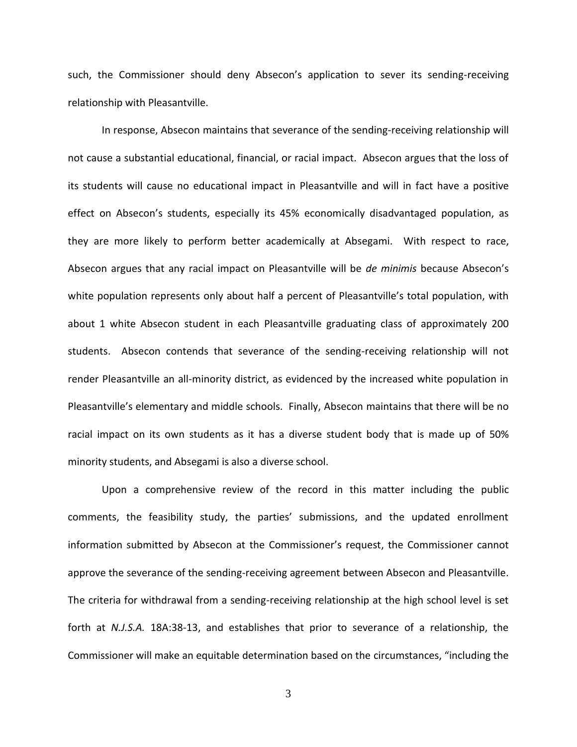such, the Commissioner should deny Absecon's application to sever its sending-receiving relationship with Pleasantville.

In response, Absecon maintains that severance of the sending-receiving relationship will not cause a substantial educational, financial, or racial impact. Absecon argues that the loss of its students will cause no educational impact in Pleasantville and will in fact have a positive effect on Absecon's students, especially its 45% economically disadvantaged population, as they are more likely to perform better academically at Absegami. With respect to race, Absecon argues that any racial impact on Pleasantville will be *de minimis* because Absecon's white population represents only about half a percent of Pleasantville's total population, with about 1 white Absecon student in each Pleasantville graduating class of approximately 200 students. Absecon contends that severance of the sending-receiving relationship will not render Pleasantville an all-minority district, as evidenced by the increased white population in Pleasantville's elementary and middle schools. Finally, Absecon maintains that there will be no racial impact on its own students as it has a diverse student body that is made up of 50% minority students, and Absegami is also a diverse school.

Upon a comprehensive review of the record in this matter including the public comments, the feasibility study, the parties' submissions, and the updated enrollment information submitted by Absecon at the Commissioner's request, the Commissioner cannot approve the severance of the sending-receiving agreement between Absecon and Pleasantville. The criteria for withdrawal from a sending-receiving relationship at the high school level is set forth at *N.J.S.A.* 18A:38-13, and establishes that prior to severance of a relationship, the Commissioner will make an equitable determination based on the circumstances, "including the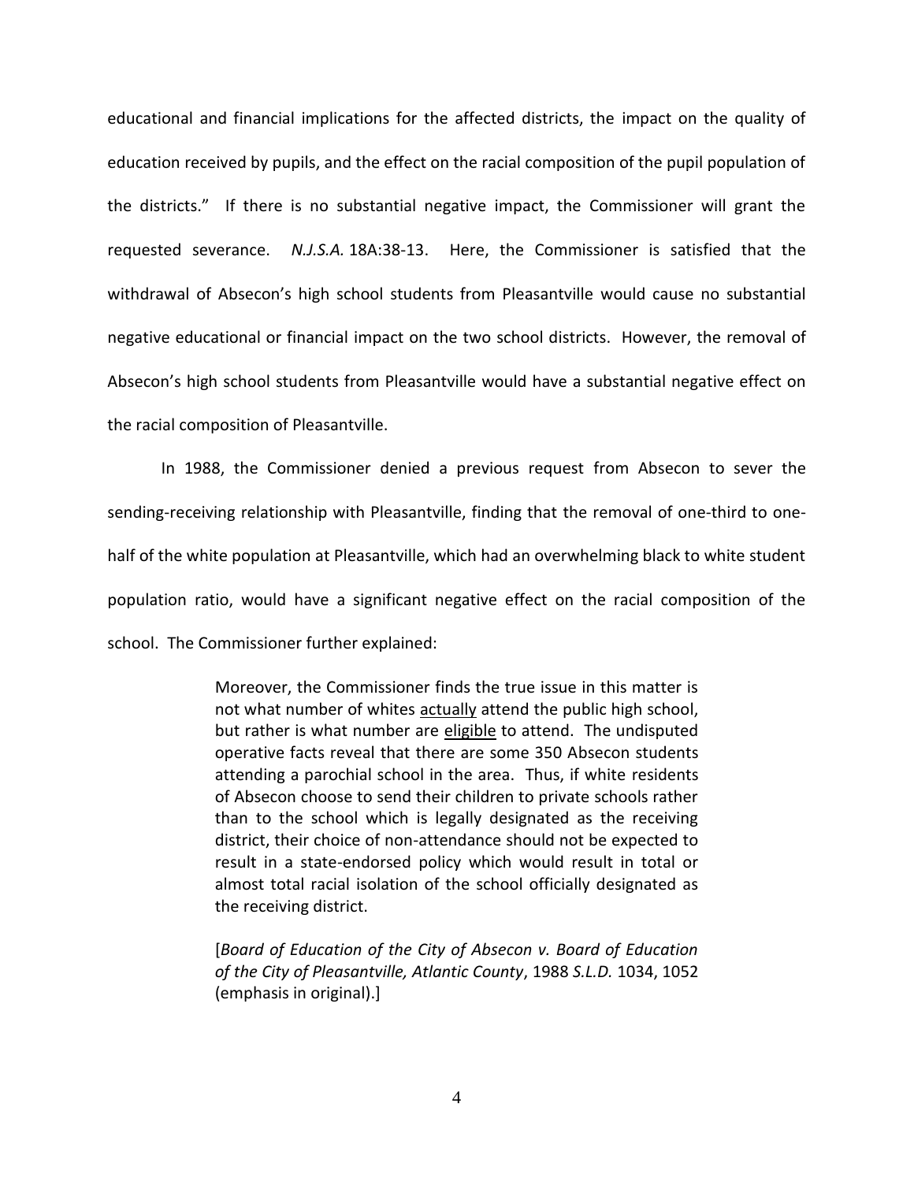educational and financial implications for the affected districts, the impact on the quality of education received by pupils, and the effect on the racial composition of the pupil population of the districts." If there is no substantial negative impact, the Commissioner will grant the requested severance. *N.J.S.A.* 18A:38-13. Here, the Commissioner is satisfied that the withdrawal of Absecon's high school students from Pleasantville would cause no substantial negative educational or financial impact on the two school districts. However, the removal of Absecon's high school students from Pleasantville would have a substantial negative effect on the racial composition of Pleasantville.

In 1988, the Commissioner denied a previous request from Absecon to sever the sending-receiving relationship with Pleasantville, finding that the removal of one-third to one-half of the white population at Pleasantville, which had an overwhelming black to white student population ratio, would have a significant negative effect on the racial composition of the school. The Commissioner further explained:

> Moreover, the Commissioner finds the true issue in this matter is not what number of whites <u>actually</u> attend the public high school, but rather is what number are <u>eligible</u> to attend. The undisputed operative facts reveal that there are some 350 Absecon students attending a parochial school in the area. Thus, if white residents of Absecon choose to send their children to private schools rather than to the school which is legally designated as the receiving district, their choice of non-attendance should not be expected to result in a state-endorsed policy which would result in total or almost total racial isolation of the school officially designated as the receiving district.
>
> [*Board of Education of the City of Absecon v. Board of Education of the City of Pleasantville, Atlantic County*, 1988 *S.L.D.* 1034, 1052 (emphasis in original).]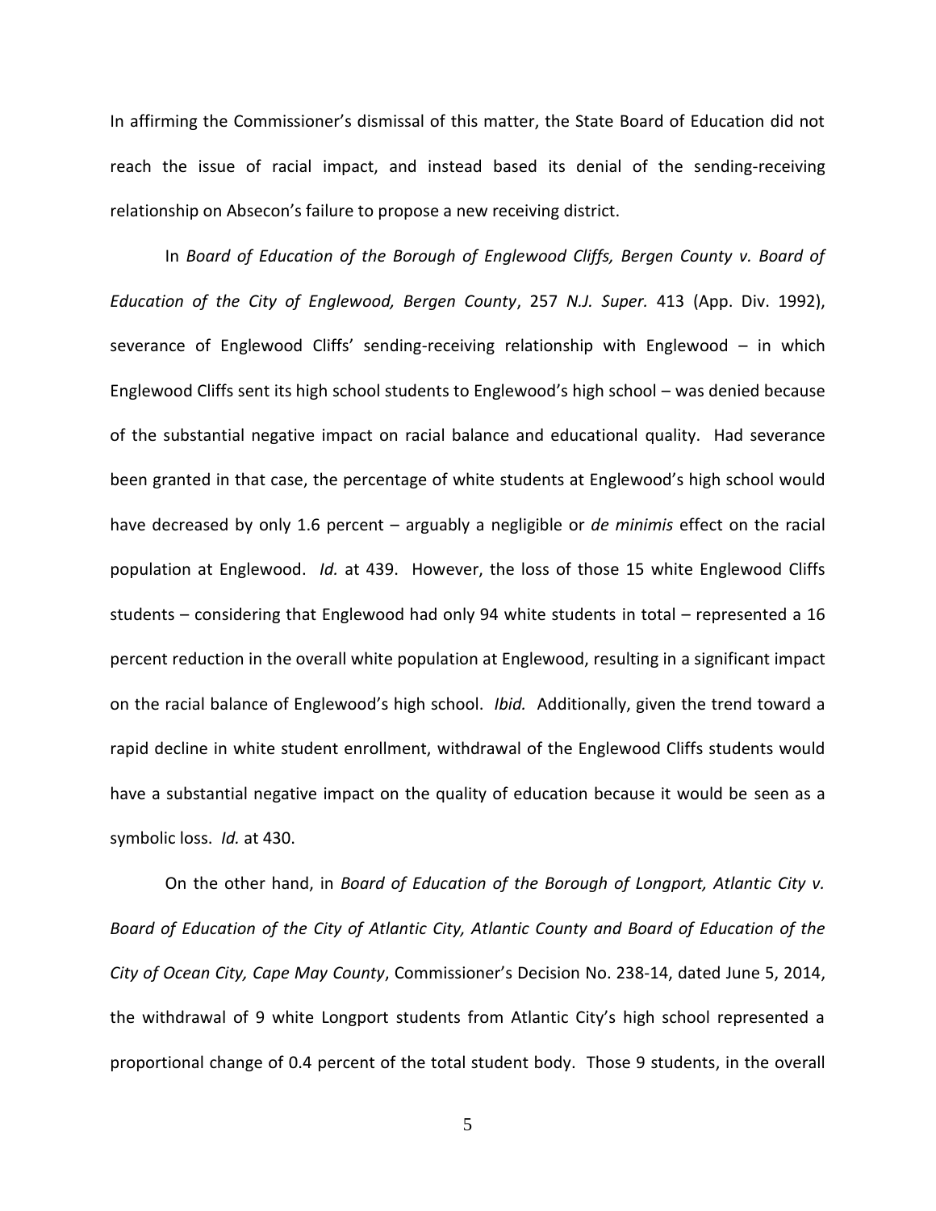In affirming the Commissioner's dismissal of this matter, the State Board of Education did not reach the issue of racial impact, and instead based its denial of the sending-receiving relationship on Absecon's failure to propose a new receiving district.

In *Board of Education of the Borough of Englewood Cliffs, Bergen County v. Board of Education of the City of Englewood, Bergen County*, 257 *N.J. Super.* 413 (App. Div. 1992), severance of Englewood Cliffs' sending-receiving relationship with Englewood – in which Englewood Cliffs sent its high school students to Englewood's high school – was denied because of the substantial negative impact on racial balance and educational quality. Had severance been granted in that case, the percentage of white students at Englewood's high school would have decreased by only 1.6 percent – arguably a negligible or *de minimis* effect on the racial population at Englewood. *Id.* at 439. However, the loss of those 15 white Englewood Cliffs students – considering that Englewood had only 94 white students in total – represented a 16 percent reduction in the overall white population at Englewood, resulting in a significant impact on the racial balance of Englewood's high school. *Ibid.* Additionally, given the trend toward a rapid decline in white student enrollment, withdrawal of the Englewood Cliffs students would have a substantial negative impact on the quality of education because it would be seen as a symbolic loss. *Id.* at 430.

On the other hand, in *Board of Education of the Borough of Longport, Atlantic City v. Board of Education of the City of Atlantic City, Atlantic County and Board of Education of the City of Ocean City, Cape May County*, Commissioner's Decision No. 238-14, dated June 5, 2014, the withdrawal of 9 white Longport students from Atlantic City's high school represented a proportional change of 0.4 percent of the total student body. Those 9 students, in the overall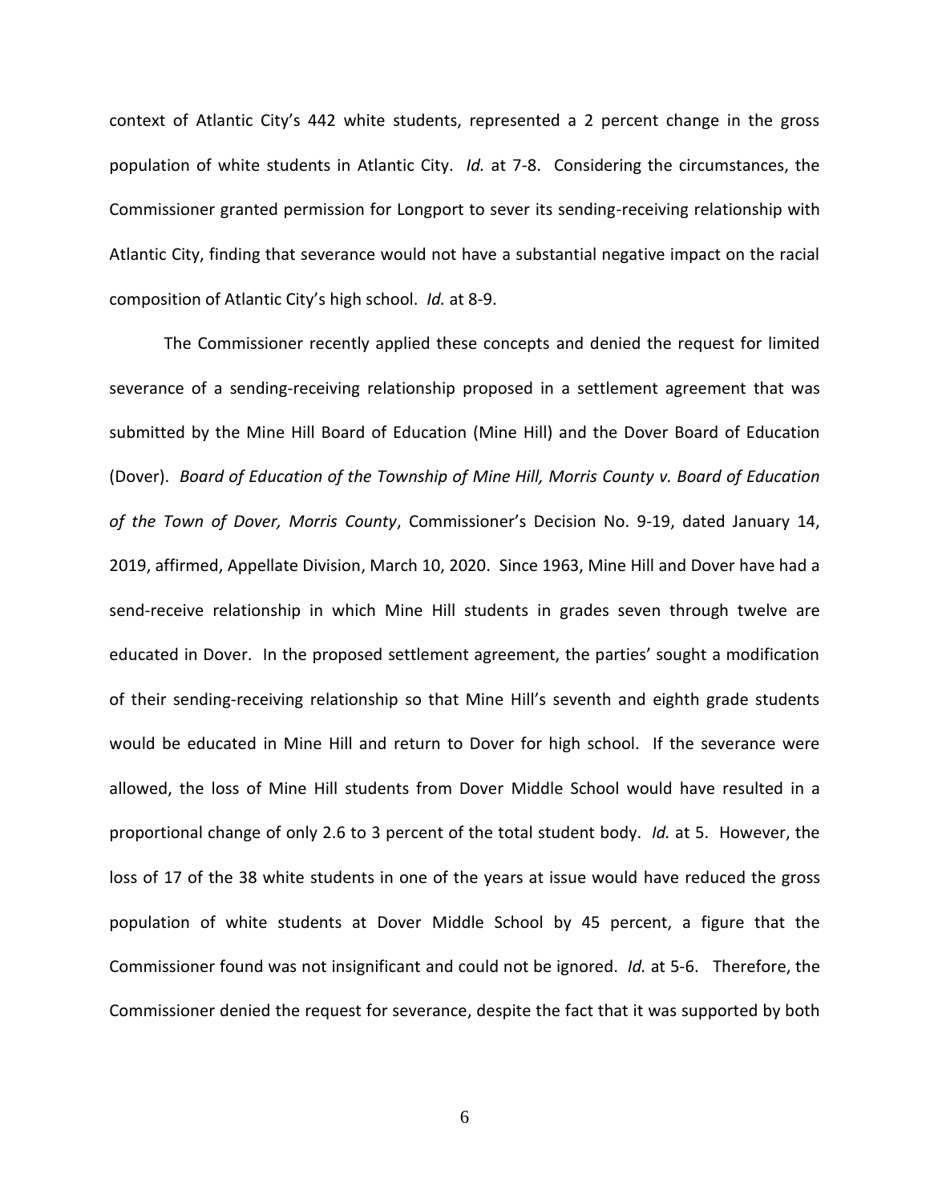context of Atlantic City's 442 white students, represented a 2 percent change in the gross population of white students in Atlantic City. *Id.* at 7-8. Considering the circumstances, the Commissioner granted permission for Longport to sever its sending-receiving relationship with Atlantic City, finding that severance would not have a substantial negative impact on the racial composition of Atlantic City's high school. *Id.* at 8-9.

The Commissioner recently applied these concepts and denied the request for limited severance of a sending-receiving relationship proposed in a settlement agreement that was submitted by the Mine Hill Board of Education (Mine Hill) and the Dover Board of Education (Dover). *Board of Education of the Township of Mine Hill, Morris County v. Board of Education of the Town of Dover, Morris County*, Commissioner's Decision No. 9-19, dated January 14, 2019, affirmed, Appellate Division, March 10, 2020. Since 1963, Mine Hill and Dover have had a send-receive relationship in which Mine Hill students in grades seven through twelve are educated in Dover. In the proposed settlement agreement, the parties' sought a modification of their sending-receiving relationship so that Mine Hill's seventh and eighth grade students would be educated in Mine Hill and return to Dover for high school. If the severance were allowed, the loss of Mine Hill students from Dover Middle School would have resulted in a proportional change of only 2.6 to 3 percent of the total student body. *Id.* at 5. However, the loss of 17 of the 38 white students in one of the years at issue would have reduced the gross population of white students at Dover Middle School by 45 percent, a figure that the Commissioner found was not insignificant and could not be ignored. *Id.* at 5-6. Therefore, the Commissioner denied the request for severance, despite the fact that it was supported by both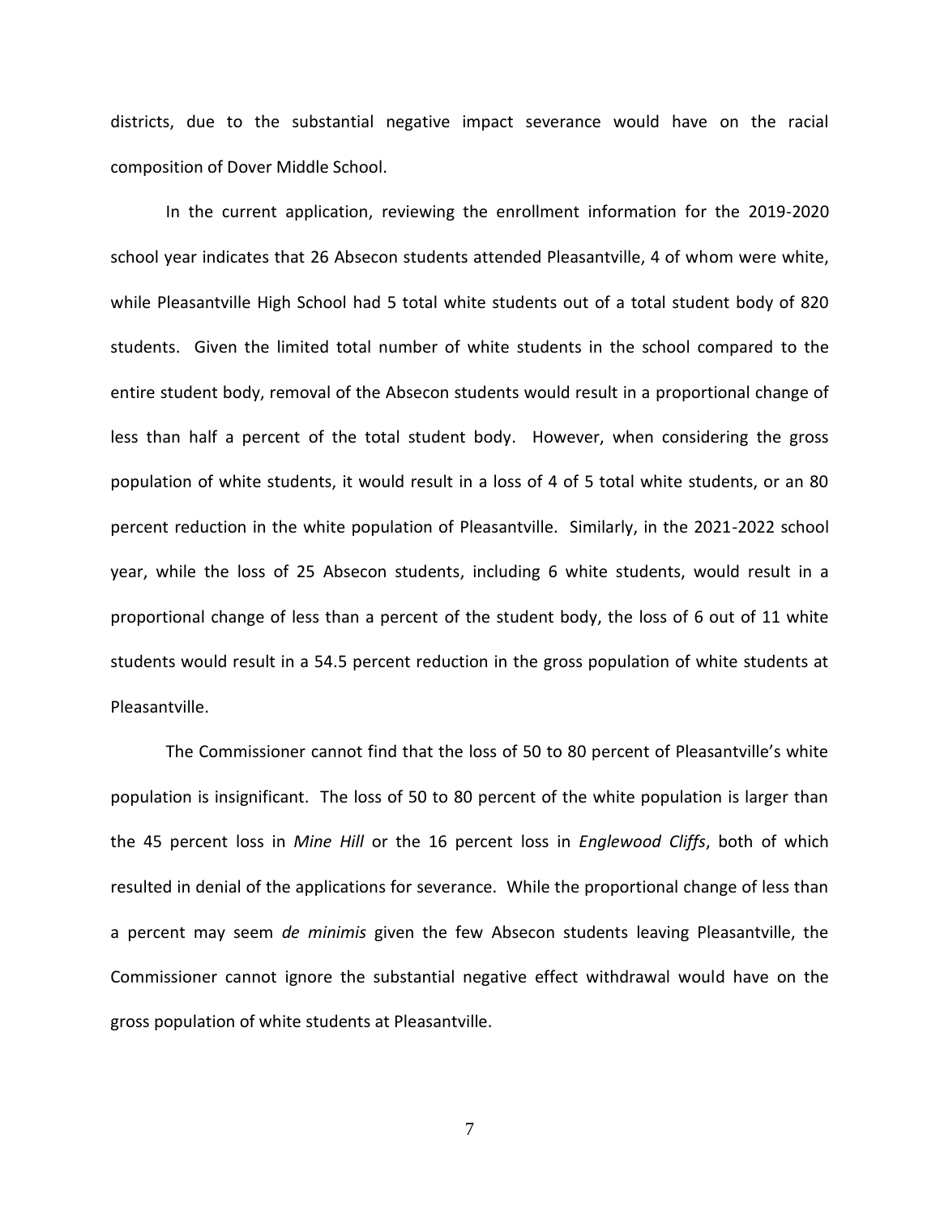districts, due to the substantial negative impact severance would have on the racial composition of Dover Middle School.

In the current application, reviewing the enrollment information for the 2019-2020 school year indicates that 26 Absecon students attended Pleasantville, 4 of whom were white, while Pleasantville High School had 5 total white students out of a total student body of 820 students. Given the limited total number of white students in the school compared to the entire student body, removal of the Absecon students would result in a proportional change of less than half a percent of the total student body. However, when considering the gross population of white students, it would result in a loss of 4 of 5 total white students, or an 80 percent reduction in the white population of Pleasantville. Similarly, in the 2021-2022 school year, while the loss of 25 Absecon students, including 6 white students, would result in a proportional change of less than a percent of the student body, the loss of 6 out of 11 white students would result in a 54.5 percent reduction in the gross population of white students at Pleasantville.

The Commissioner cannot find that the loss of 50 to 80 percent of Pleasantville's white population is insignificant. The loss of 50 to 80 percent of the white population is larger than the 45 percent loss in *Mine Hill* or the 16 percent loss in *Englewood Cliffs*, both of which resulted in denial of the applications for severance. While the proportional change of less than a percent may seem *de minimis* given the few Absecon students leaving Pleasantville, the Commissioner cannot ignore the substantial negative effect withdrawal would have on the gross population of white students at Pleasantville.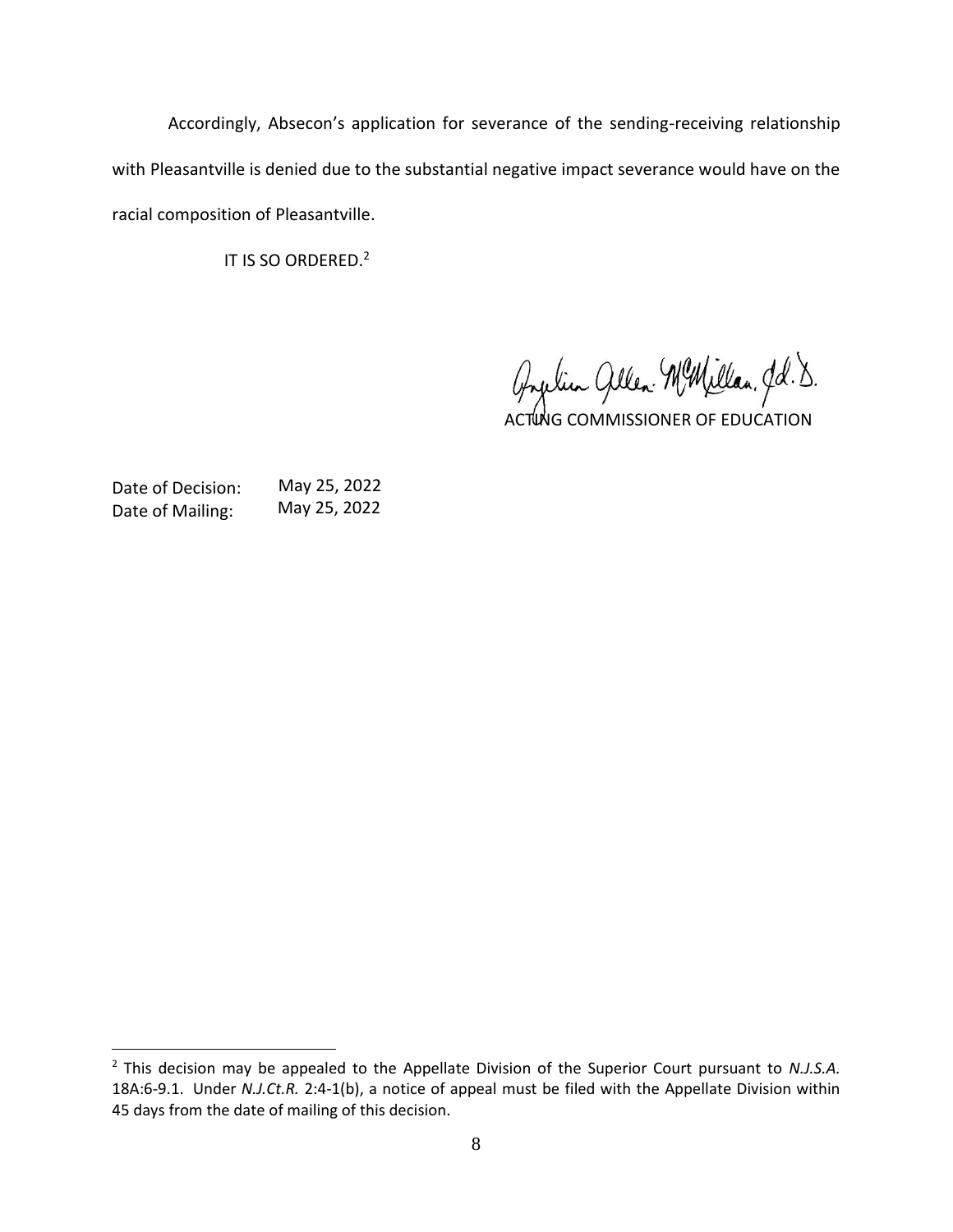Accordingly, Absecon's application for severance of the sending-receiving relationship with Pleasantville is denied due to the substantial negative impact severance would have on the racial composition of Pleasantville.

IT IS SO ORDERED.[2]

Angelica Allen-McMillan, Ed.D.

ACTING COMMISSIONER OF EDUCATION

Date of Decision: May 25, 2022
Date of Mailing: May 25, 2022

[2] This decision may be appealed to the Appellate Division of the Superior Court pursuant to *N.J.S.A.* 18A:6-9.1. Under *N.J.Ct.R.* 2:4-1(b), a notice of appeal must be filed with the Appellate Division within 45 days from the date of mailing of this decision.